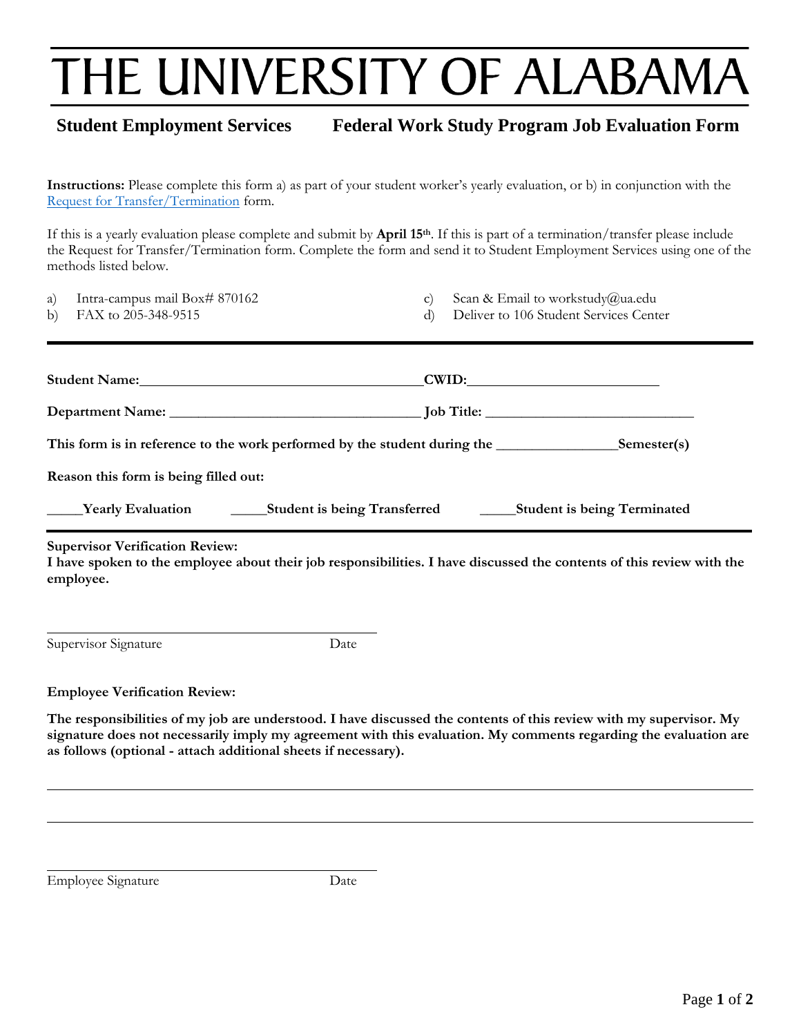# THE UNIVERSITY OF ALABAMA

**Student Employment Services** **Federal Work Study Program Job Evaluation Form**

**Instructions:** Please complete this form a) as part of your student worker's yearly evaluation, or b) in conjunction with the [Request for Transfer/Termination] form.

If this is a yearly evaluation please complete and submit by **April 15th**. If this is part of a termination/transfer please include the Request for Transfer/Termination form. Complete the form and send it to Student Employment Services using one of the methods listed below.

a) Intra-campus mail Box# 870162
b) FAX to 205-348-9515
c) Scan & Email to workstudy@ua.edu
d) Deliver to 106 Student Services Center

---

**Student Name:**________________________________ **CWID:**______________________

**Department Name:** ________________________________ **Job Title:** ___________________________

**This form is in reference to the work performed by the student during the** ________________**Semester(s)**

**Reason this form is being filled out:**

_____**Yearly Evaluation** _____**Student is being Transferred** _____**Student is being Terminated**

---

**Supervisor Verification Review:**
**I have spoken to the employee about their job responsibilities. I have discussed the contents of this review with the employee.**

______________________________________________
Supervisor Signature Date

**Employee Verification Review:**

**The responsibilities of my job are understood. I have discussed the contents of this review with my supervisor. My signature does not necessarily imply my agreement with this evaluation. My comments regarding the evaluation are as follows (optional - attach additional sheets if necessary).**

______________________________________________________________________________

______________________________________________________________________________

______________________________________________
Employee Signature Date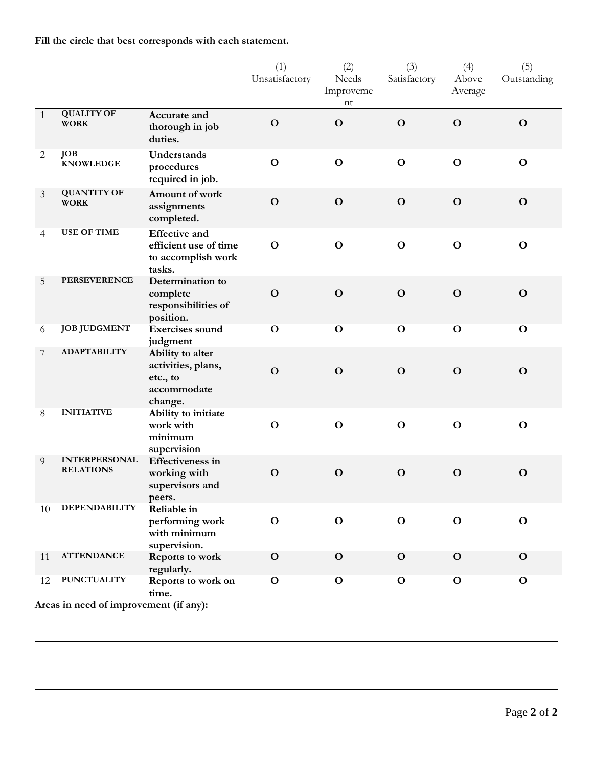**Fill the circle that best corresponds with each statement.**

| | | | (1) Unsatisfactory | (2) Needs Improvement | (3) Satisfactory | (4) Above Average | (5) Outstanding |
|---|---|---|---|---|---|---|---|
| 1 | **QUALITY OF WORK** | **Accurate and thorough in job duties.** | **O** | **O** | **O** | **O** | **O** |
| 2 | **JOB KNOWLEDGE** | **Understands procedures required in job.** | **O** | **O** | **O** | **O** | **O** |
| 3 | **QUANTITY OF WORK** | **Amount of work assignments completed.** | **O** | **O** | **O** | **O** | **O** |
| 4 | **USE OF TIME** | **Effective and efficient use of time to accomplish work tasks.** | **O** | **O** | **O** | **O** | **O** |
| 5 | **PERSEVERENCE** | **Determination to complete responsibilities of position.** | **O** | **O** | **O** | **O** | **O** |
| 6 | **JOB JUDGMENT** | **Exercises sound judgment** | **O** | **O** | **O** | **O** | **O** |
| 7 | **ADAPTABILITY** | **Ability to alter activities, plans, etc., to accommodate change.** | **O** | **O** | **O** | **O** | **O** |
| 8 | **INITIATIVE** | **Ability to initiate work with minimum supervision** | **O** | **O** | **O** | **O** | **O** |
| 9 | **INTERPERSONAL RELATIONS** | **Effectiveness in working with supervisors and peers.** | **O** | **O** | **O** | **O** | **O** |
| 10 | **DEPENDABILITY** | **Reliable in performing work with minimum supervision.** | **O** | **O** | **O** | **O** | **O** |
| 11 | **ATTENDANCE** | **Reports to work regularly.** | **O** | **O** | **O** | **O** | **O** |
| 12 | **PUNCTUALITY** | **Reports to work on time.** | **O** | **O** | **O** | **O** | **O** |

**Areas in need of improvement (if any):**

______________________________________________________________________

______________________________________________________________________

______________________________________________________________________